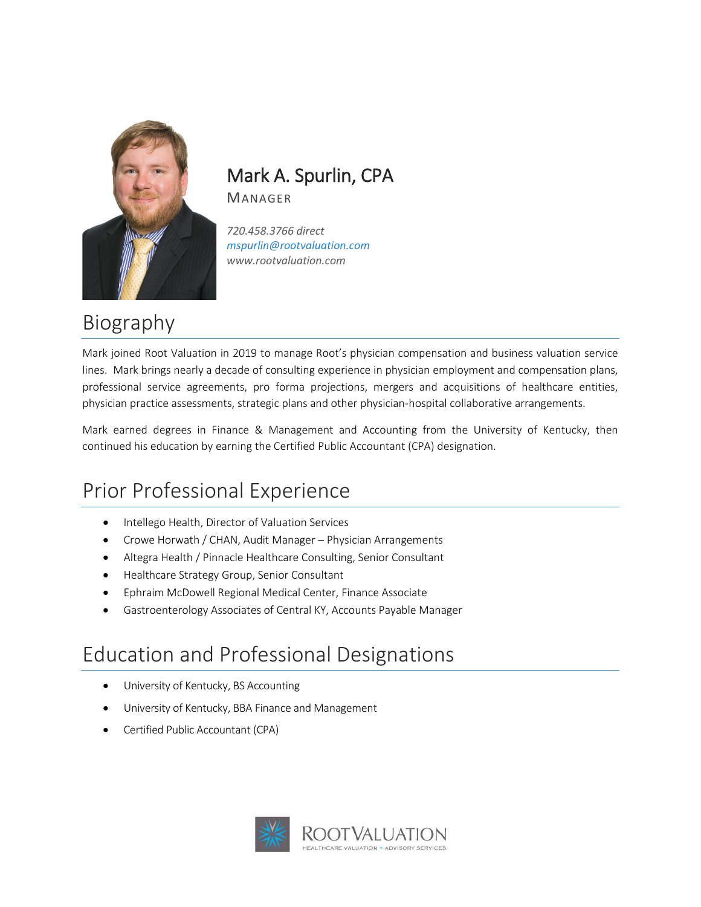# Mark A. Spurlin, CPA

MANAGER

*720.458.3766 direct*
*mspurlin@rootvaluation.com*
*www.rootvaluation.com*

## Biography

Mark joined Root Valuation in 2019 to manage Root's physician compensation and business valuation service lines. Mark brings nearly a decade of consulting experience in physician employment and compensation plans, professional service agreements, pro forma projections, mergers and acquisitions of healthcare entities, physician practice assessments, strategic plans and other physician-hospital collaborative arrangements.

Mark earned degrees in Finance & Management and Accounting from the University of Kentucky, then continued his education by earning the Certified Public Accountant (CPA) designation.

## Prior Professional Experience

- Intellego Health, Director of Valuation Services
- Crowe Horwath / CHAN, Audit Manager – Physician Arrangements
- Altegra Health / Pinnacle Healthcare Consulting, Senior Consultant
- Healthcare Strategy Group, Senior Consultant
- Ephraim McDowell Regional Medical Center, Finance Associate
- Gastroenterology Associates of Central KY, Accounts Payable Manager

## Education and Professional Designations

- University of Kentucky, BS Accounting
- University of Kentucky, BBA Finance and Management
- Certified Public Accountant (CPA)

ROOTVALUATION
HEALTHCARE VALUATION + ADVISORY SERVICES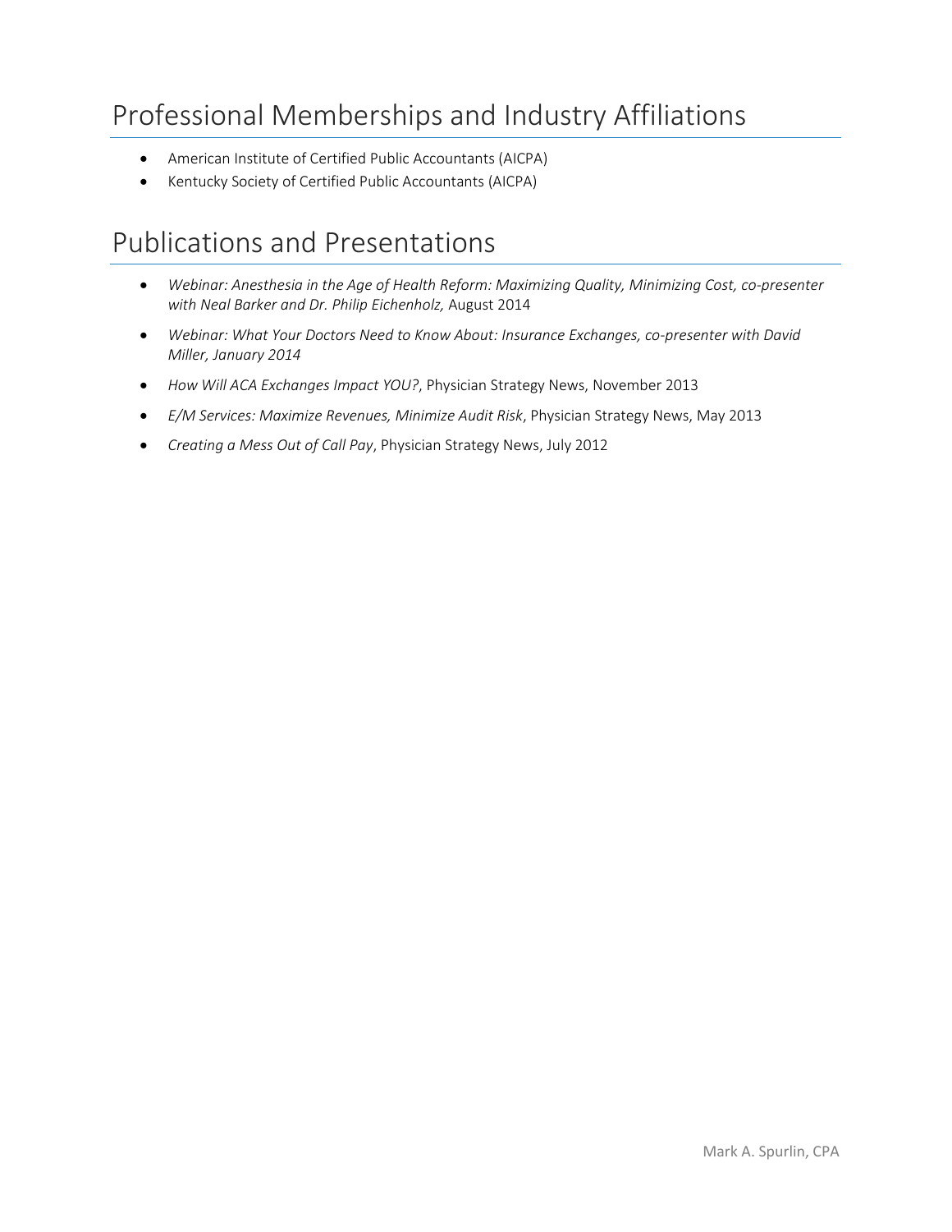# Professional Memberships and Industry Affiliations

- American Institute of Certified Public Accountants (AICPA)
- Kentucky Society of Certified Public Accountants (AICPA)

# Publications and Presentations

- *Webinar: Anesthesia in the Age of Health Reform: Maximizing Quality, Minimizing Cost, co-presenter with Neal Barker and Dr. Philip Eichenholz,* August 2014
- *Webinar: What Your Doctors Need to Know About: Insurance Exchanges, co-presenter with David Miller, January 2014*
- *How Will ACA Exchanges Impact YOU?*, Physician Strategy News, November 2013
- *E/M Services: Maximize Revenues, Minimize Audit Risk*, Physician Strategy News, May 2013
- *Creating a Mess Out of Call Pay*, Physician Strategy News, July 2012